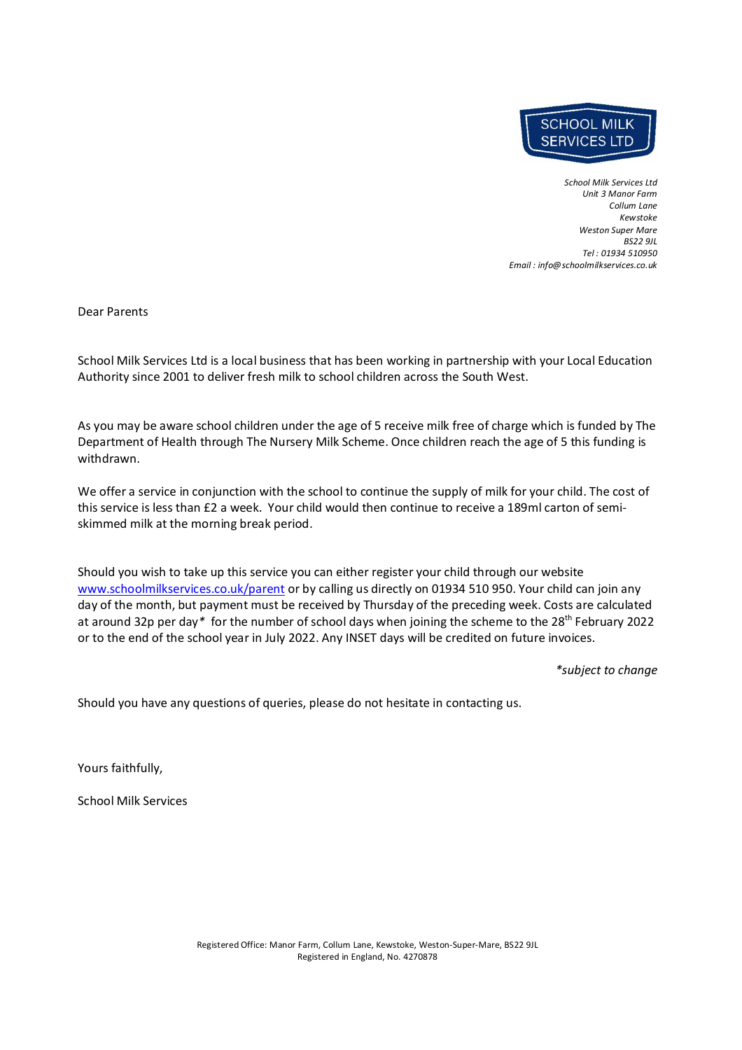SCHOOL MILK SERVICES LTD

*School Milk Services Ltd*
*Unit 3 Manor Farm*
*Collum Lane*
*Kewstoke*
*Weston Super Mare*
*BS22 9JL*
*Tel : 01934 510950*
*Email : info@schoolmilkservices.co.uk*

Dear Parents

School Milk Services Ltd is a local business that has been working in partnership with your Local Education Authority since 2001 to deliver fresh milk to school children across the South West.

As you may be aware school children under the age of 5 receive milk free of charge which is funded by The Department of Health through The Nursery Milk Scheme. Once children reach the age of 5 this funding is withdrawn.

We offer a service in conjunction with the school to continue the supply of milk for your child. The cost of this service is less than £2 a week. Your child would then continue to receive a 189ml carton of semi-skimmed milk at the morning break period.

Should you wish to take up this service you can either register your child through our website [www.schoolmilkservices.co.uk/parent](http://www.schoolmilkservices.co.uk/parent) or by calling us directly on 01934 510 950. Your child can join any day of the month, but payment must be received by Thursday of the preceding week. Costs are calculated at around 32p per day* for the number of school days when joining the scheme to the 28th February 2022 or to the end of the school year in July 2022. Any INSET days will be credited on future invoices.

*\*subject to change*

Should you have any questions of queries, please do not hesitate in contacting us.

Yours faithfully,

School Milk Services

Registered Office: Manor Farm, Collum Lane, Kewstoke, Weston-Super-Mare, BS22 9JL
Registered in England, No. 4270878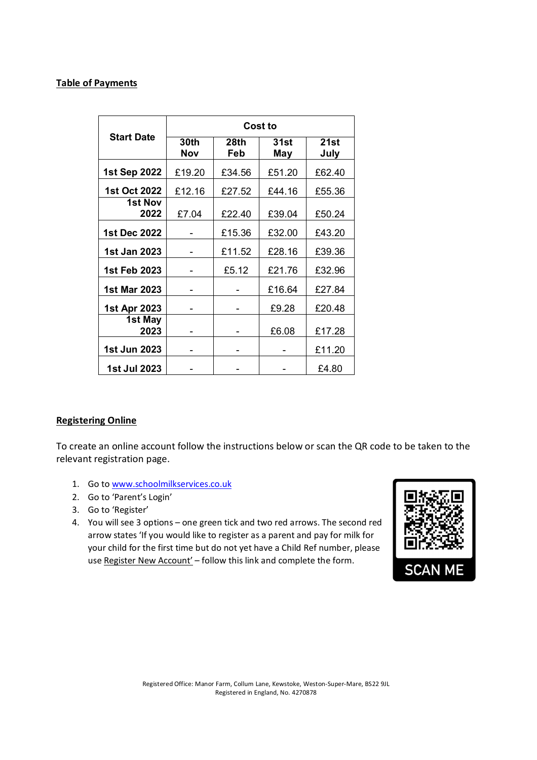**Table of Payments**

| Start Date | Cost to | | | |
|---|---|---|---|---|
| | 30th Nov | 28th Feb | 31st May | 21st July |
| 1st Sep 2022 | £19.20 | £34.56 | £51.20 | £62.40 |
| 1st Oct 2022 | £12.16 | £27.52 | £44.16 | £55.36 |
| 1st Nov 2022 | £7.04 | £22.40 | £39.04 | £50.24 |
| 1st Dec 2022 | - | £15.36 | £32.00 | £43.20 |
| 1st Jan 2023 | - | £11.52 | £28.16 | £39.36 |
| 1st Feb 2023 | - | £5.12 | £21.76 | £32.96 |
| 1st Mar 2023 | - | - | £16.64 | £27.84 |
| 1st Apr 2023 | - | - | £9.28 | £20.48 |
| 1st May 2023 | - | - | £6.08 | £17.28 |
| 1st Jun 2023 | - | - | - | £11.20 |
| 1st Jul 2023 | - | - | - | £4.80 |

**Registering Online**

To create an online account follow the instructions below or scan the QR code to be taken to the relevant registration page.

1. Go to www.schoolmilkservices.co.uk
2. Go to 'Parent's Login'
3. Go to 'Register'
4. You will see 3 options – one green tick and two red arrows. The second red arrow states 'If you would like to register as a parent and pay for milk for your child for the first time but do not yet have a Child Ref number, please use Register New Account' – follow this link and complete the form.

SCAN ME

Registered Office: Manor Farm, Collum Lane, Kewstoke, Weston-Super-Mare, BS22 9JL
Registered in England, No. 4270878